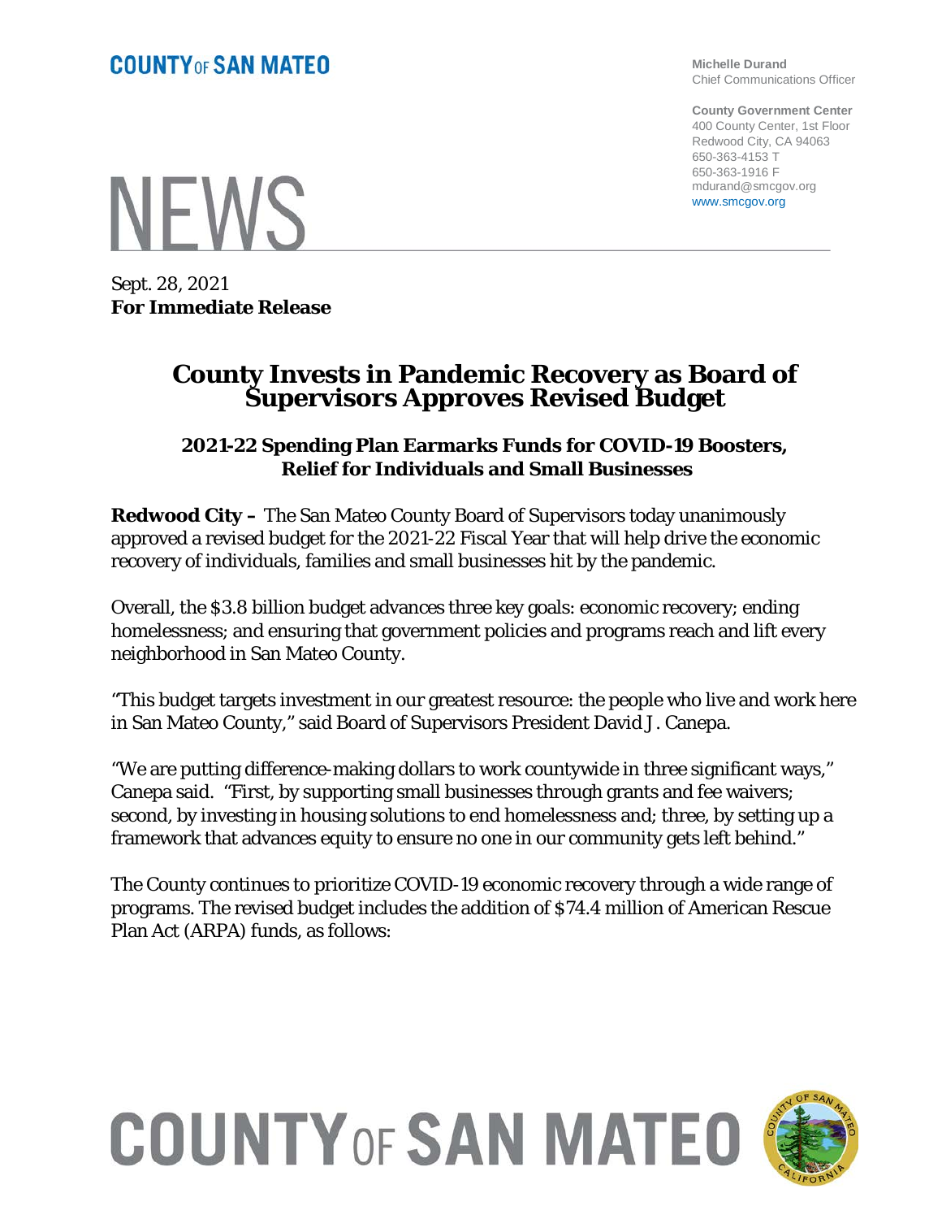**COUNTY OF SAN MATEO**

**Michelle Durand**
Chief Communications Officer

**County Government Center**
400 County Center, 1st Floor
Redwood City, CA 94063
650-363-4153 T
650-363-1916 F
mdurand@smcgov.org
www.smcgov.org

# NEWS

Sept. 28, 2021
**For Immediate Release**

# County Invests in Pandemic Recovery as Board of Supervisors Approves Revised Budget

### 2021-22 Spending Plan Earmarks Funds for COVID-19 Boosters, Relief for Individuals and Small Businesses

**Redwood City –** The San Mateo County Board of Supervisors today unanimously approved a revised budget for the 2021-22 Fiscal Year that will help drive the economic recovery of individuals, families and small businesses hit by the pandemic.

Overall, the $3.8 billion budget advances three key goals: economic recovery; ending homelessness; and ensuring that government policies and programs reach and lift every neighborhood in San Mateo County.

"This budget targets investment in our greatest resource: the people who live and work here in San Mateo County," said Board of Supervisors President David J. Canepa.

"We are putting difference-making dollars to work countywide in three significant ways," Canepa said. "First, by supporting small businesses through grants and fee waivers; second, by investing in housing solutions to end homelessness and; three, by setting up a framework that advances equity to ensure no one in our community gets left behind."

The County continues to prioritize COVID-19 economic recovery through a wide range of programs. The revised budget includes the addition of $74.4 million of American Rescue Plan Act (ARPA) funds, as follows:

**COUNTY OF SAN MATEO**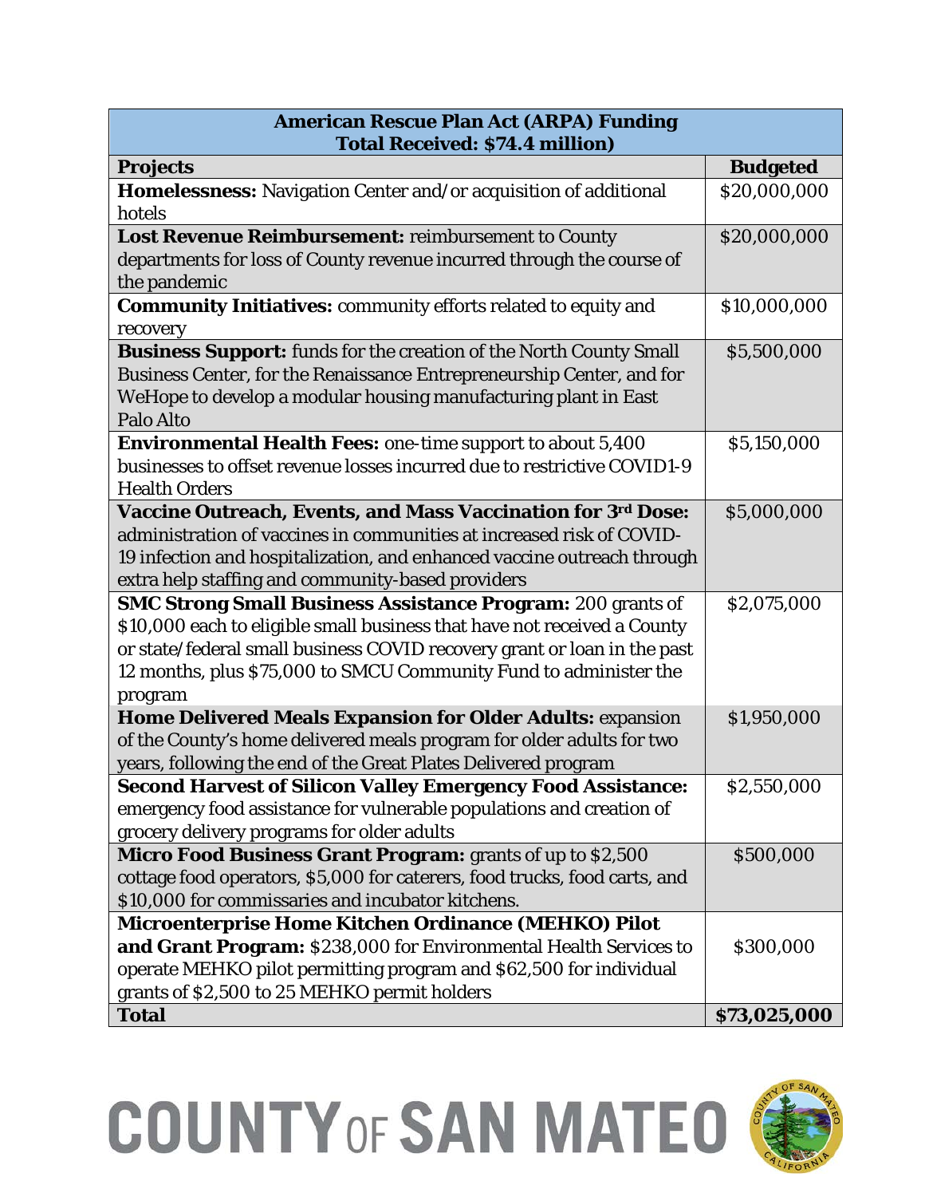| **American Rescue Plan Act (ARPA) Funding<br>Total Received: $74.4 million)** | |
|---|---|
| **Projects** | **Budgeted** |
| **Homelessness:** Navigation Center and/or acquisition of additional hotels | $20,000,000 |
| **Lost Revenue Reimbursement:** reimbursement to County departments for loss of County revenue incurred through the course of the pandemic | $20,000,000 |
| **Community Initiatives:** community efforts related to equity and recovery | $10,000,000 |
| **Business Support:** funds for the creation of the North County Small Business Center, for the Renaissance Entrepreneurship Center, and for WeHope to develop a modular housing manufacturing plant in East Palo Alto | $5,500,000 |
| **Environmental Health Fees:** one-time support to about 5,400 businesses to offset revenue losses incurred due to restrictive COVID1-9 Health Orders | $5,150,000 |
| **Vaccine Outreach, Events, and Mass Vaccination for 3rd Dose:** administration of vaccines in communities at increased risk of COVID-19 infection and hospitalization, and enhanced vaccine outreach through extra help staffing and community-based providers | $5,000,000 |
| **SMC Strong Small Business Assistance Program:** 200 grants of $10,000 each to eligible small business that have not received a County or state/federal small business COVID recovery grant or loan in the past 12 months, plus $75,000 to SMCU Community Fund to administer the program | $2,075,000 |
| **Home Delivered Meals Expansion for Older Adults:** expansion of the County's home delivered meals program for older adults for two years, following the end of the Great Plates Delivered program | $1,950,000 |
| **Second Harvest of Silicon Valley Emergency Food Assistance:** emergency food assistance for vulnerable populations and creation of grocery delivery programs for older adults | $2,550,000 |
| **Micro Food Business Grant Program:** grants of up to $2,500 cottage food operators, $5,000 for caterers, food trucks, food carts, and $10,000 for commissaries and incubator kitchens. | $500,000 |
| **Microenterprise Home Kitchen Ordinance (MEHKO) Pilot and Grant Program:** $238,000 for Environmental Health Services to operate MEHKO pilot permitting program and $62,500 for individual grants of $2,500 to 25 MEHKO permit holders | $300,000 |
| **Total** | **$73,025,000** |

COUNTY OF SAN MATEO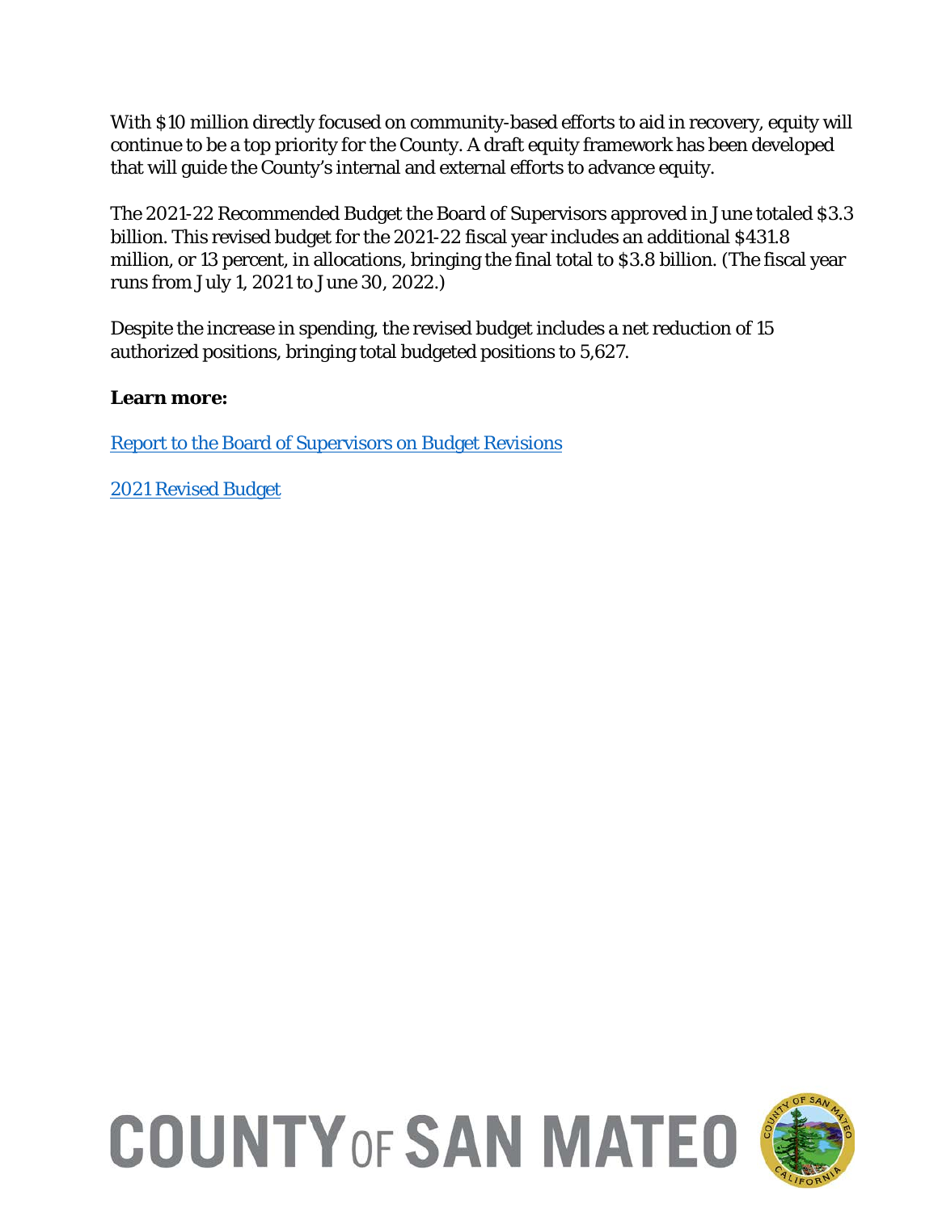With $10 million directly focused on community-based efforts to aid in recovery, equity will continue to be a top priority for the County. A draft equity framework has been developed that will guide the County's internal and external efforts to advance equity.

The 2021-22 Recommended Budget the Board of Supervisors approved in June totaled $3.3 billion. This revised budget for the 2021-22 fiscal year includes an additional $431.8 million, or 13 percent, in allocations, bringing the final total to $3.8 billion. (The fiscal year runs from July 1, 2021 to June 30, 2022.)

Despite the increase in spending, the revised budget includes a net reduction of 15 authorized positions, bringing total budgeted positions to 5,627.

**Learn more:**

Report to the Board of Supervisors on Budget Revisions

2021 Revised Budget

COUNTY OF SAN MATEO